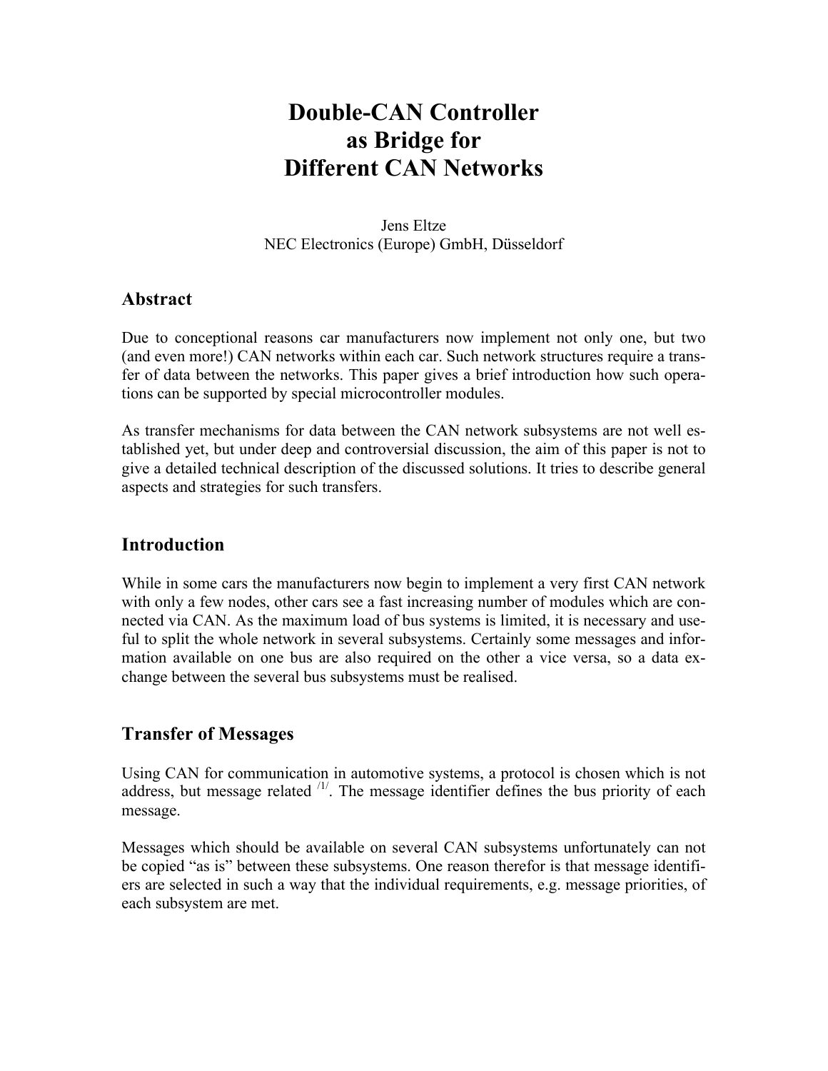# Double-CAN Controller as Bridge for Different CAN Networks

Jens Eltze
NEC Electronics (Europe) GmbH, Düsseldorf

## Abstract

Due to conceptional reasons car manufacturers now implement not only one, but two (and even more!) CAN networks within each car. Such network structures require a transfer of data between the networks. This paper gives a brief introduction how such operations can be supported by special microcontroller modules.

As transfer mechanisms for data between the CAN network subsystems are not well established yet, but under deep and controversial discussion, the aim of this paper is not to give a detailed technical description of the discussed solutions. It tries to describe general aspects and strategies for such transfers.

## Introduction

While in some cars the manufacturers now begin to implement a very first CAN network with only a few nodes, other cars see a fast increasing number of modules which are connected via CAN. As the maximum load of bus systems is limited, it is necessary and useful to split the whole network in several subsystems. Certainly some messages and information available on one bus are also required on the other a vice versa, so a data exchange between the several bus subsystems must be realised.

## Transfer of Messages

Using CAN for communication in automotive systems, a protocol is chosen which is not address, but message related [/1/]. The message identifier defines the bus priority of each message.

Messages which should be available on several CAN subsystems unfortunately can not be copied "as is" between these subsystems. One reason therefor is that message identifiers are selected in such a way that the individual requirements, e.g. message priorities, of each subsystem are met.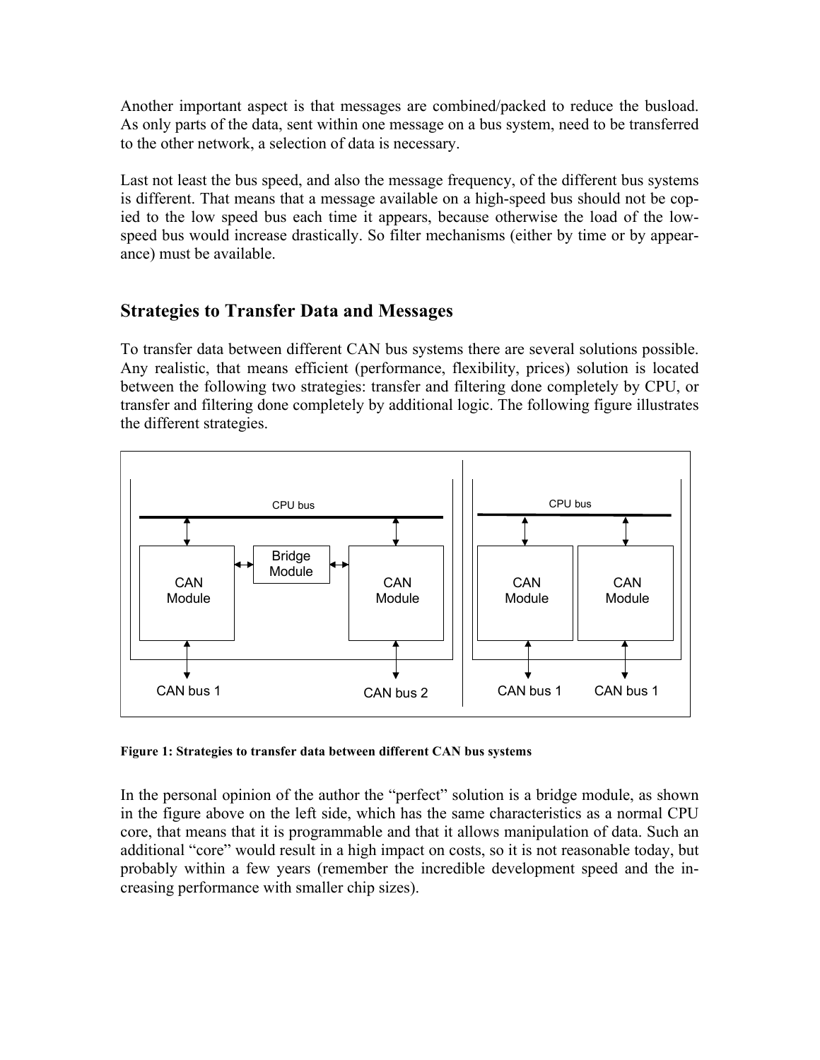Another important aspect is that messages are combined/packed to reduce the busload. As only parts of the data, sent within one message on a bus system, need to be transferred to the other network, a selection of data is necessary.

Last not least the bus speed, and also the message frequency, of the different bus systems is different. That means that a message available on a high-speed bus should not be copied to the low speed bus each time it appears, because otherwise the load of the low-speed bus would increase drastically. So filter mechanisms (either by time or by appearance) must be available.

## Strategies to Transfer Data and Messages

To transfer data between different CAN bus systems there are several solutions possible. Any realistic, that means efficient (performance, flexibility, prices) solution is located between the following two strategies: transfer and filtering done completely by CPU, or transfer and filtering done completely by additional logic. The following figure illustrates the different strategies.

**Figure 1: Strategies to transfer data between different CAN bus systems**

In the personal opinion of the author the "perfect" solution is a bridge module, as shown in the figure above on the left side, which has the same characteristics as a normal CPU core, that means that it is programmable and that it allows manipulation of data. Such an additional "core" would result in a high impact on costs, so it is not reasonable today, but probably within a few years (remember the incredible development speed and the increasing performance with smaller chip sizes).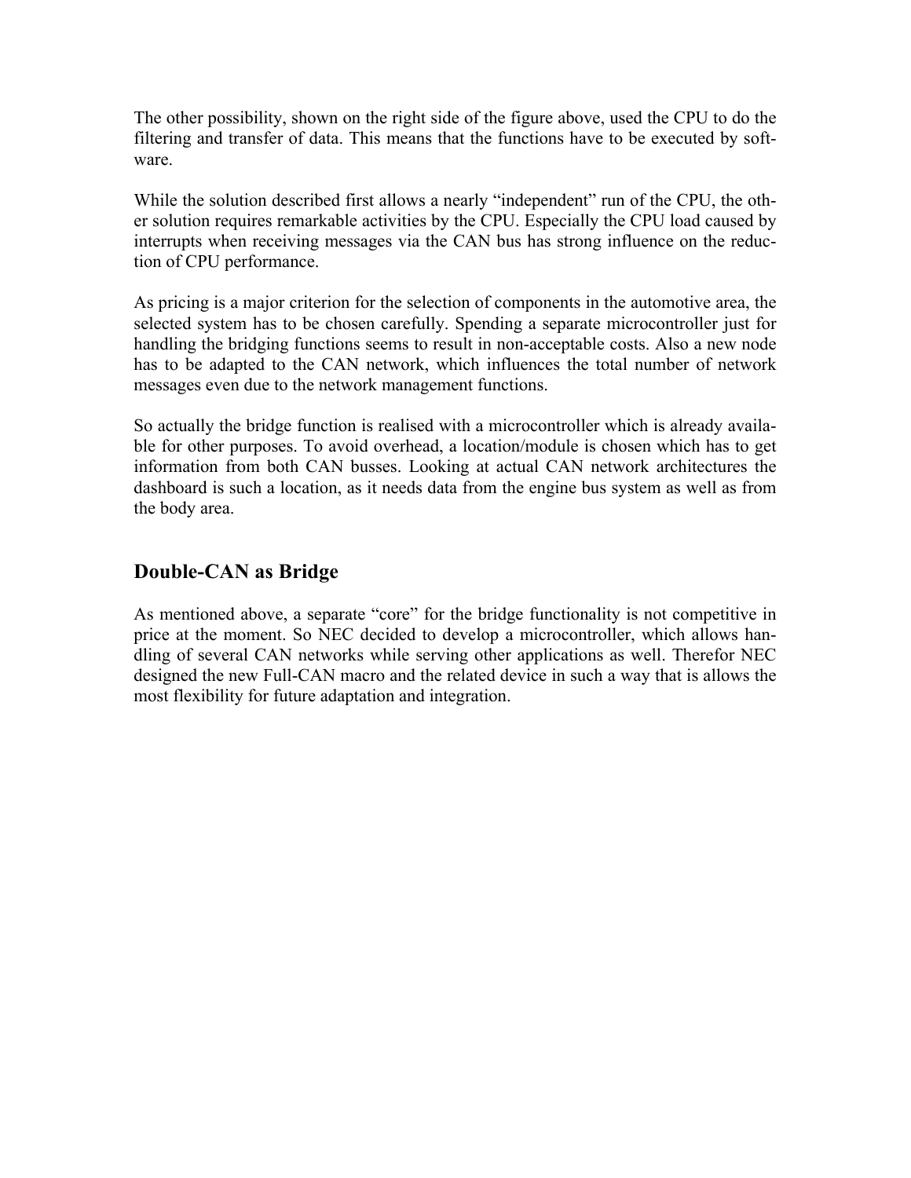The other possibility, shown on the right side of the figure above, used the CPU to do the filtering and transfer of data. This means that the functions have to be executed by software.

While the solution described first allows a nearly "independent" run of the CPU, the other solution requires remarkable activities by the CPU. Especially the CPU load caused by interrupts when receiving messages via the CAN bus has strong influence on the reduction of CPU performance.

As pricing is a major criterion for the selection of components in the automotive area, the selected system has to be chosen carefully. Spending a separate microcontroller just for handling the bridging functions seems to result in non-acceptable costs. Also a new node has to be adapted to the CAN network, which influences the total number of network messages even due to the network management functions.

So actually the bridge function is realised with a microcontroller which is already available for other purposes. To avoid overhead, a location/module is chosen which has to get information from both CAN busses. Looking at actual CAN network architectures the dashboard is such a location, as it needs data from the engine bus system as well as from the body area.

## Double-CAN as Bridge

As mentioned above, a separate "core" for the bridge functionality is not competitive in price at the moment. So NEC decided to develop a microcontroller, which allows handling of several CAN networks while serving other applications as well. Therefor NEC designed the new Full-CAN macro and the related device in such a way that is allows the most flexibility for future adaptation and integration.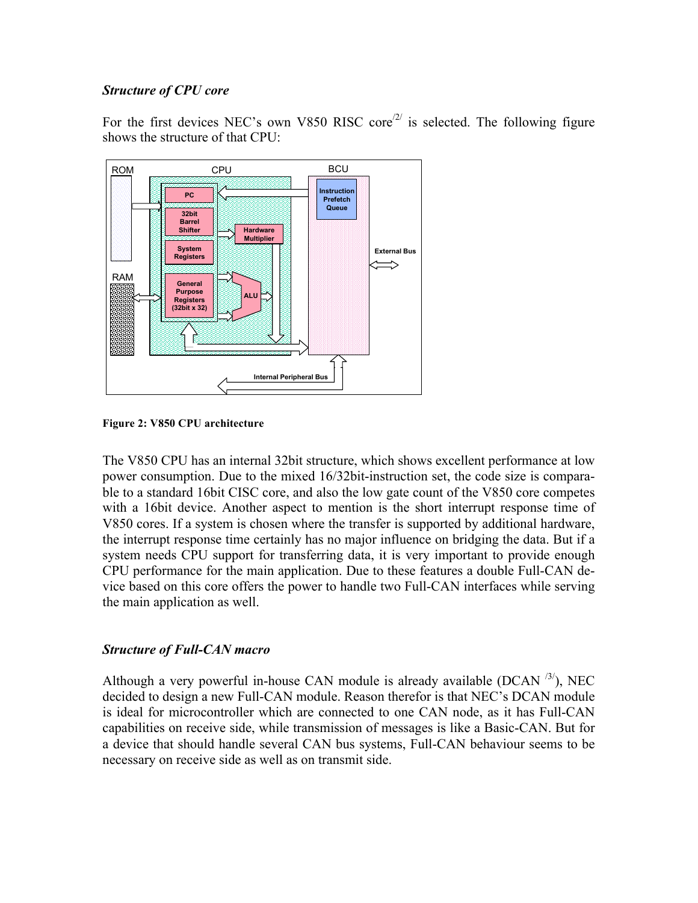### *Structure of CPU core*

For the first devices NEC's own V850 RISC core[2] is selected. The following figure shows the structure of that CPU:

**Figure 2: V850 CPU architecture**

The V850 CPU has an internal 32bit structure, which shows excellent performance at low power consumption. Due to the mixed 16/32bit-instruction set, the code size is comparable to a standard 16bit CISC core, and also the low gate count of the V850 core competes with a 16bit device. Another aspect to mention is the short interrupt response time of V850 cores. If a system is chosen where the transfer is supported by additional hardware, the interrupt response time certainly has no major influence on bridging the data. But if a system needs CPU support for transferring data, it is very important to provide enough CPU performance for the main application. Due to these features a double Full-CAN device based on this core offers the power to handle two Full-CAN interfaces while serving the main application as well.

### *Structure of Full-CAN macro*

Although a very powerful in-house CAN module is already available (DCAN [3]), NEC decided to design a new Full-CAN module. Reason therefor is that NEC's DCAN module is ideal for microcontroller which are connected to one CAN node, as it has Full-CAN capabilities on receive side, while transmission of messages is like a Basic-CAN. But for a device that should handle several CAN bus systems, Full-CAN behaviour seems to be necessary on receive side as well as on transmit side.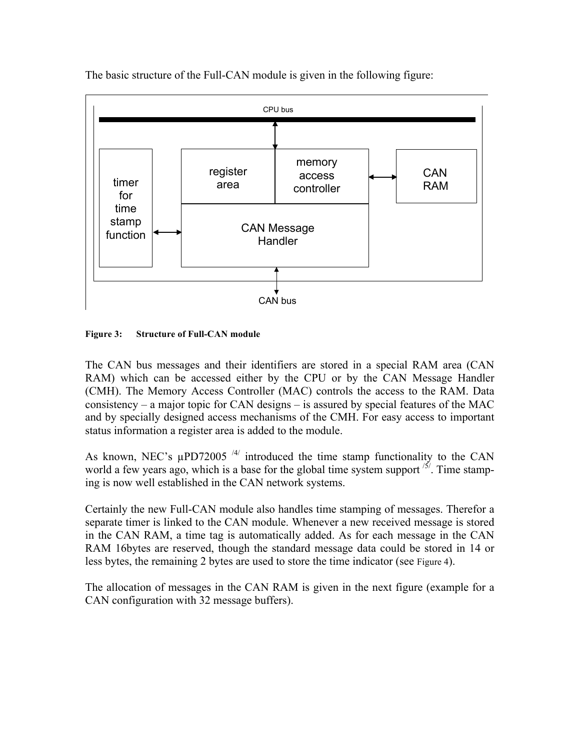The basic structure of the Full-CAN module is given in the following figure:

**Figure 3: Structure of Full-CAN module**

The CAN bus messages and their identifiers are stored in a special RAM area (CAN RAM) which can be accessed either by the CPU or by the CAN Message Handler (CMH). The Memory Access Controller (MAC) controls the access to the RAM. Data consistency – a major topic for CAN designs – is assured by special features of the MAC and by specially designed access mechanisms of the CMH. For easy access to important status information a register area is added to the module.

As known, NEC's µPD72005 [/4/] introduced the time stamp functionality to the CAN world a few years ago, which is a base for the global time system support [/5/]. Time stamping is now well established in the CAN network systems.

Certainly the new Full-CAN module also handles time stamping of messages. Therefor a separate timer is linked to the CAN module. Whenever a new received message is stored in the CAN RAM, a time tag is automatically added. As for each message in the CAN RAM 16bytes are reserved, though the standard message data could be stored in 14 or less bytes, the remaining 2 bytes are used to store the time indicator (see Figure 4).

The allocation of messages in the CAN RAM is given in the next figure (example for a CAN configuration with 32 message buffers).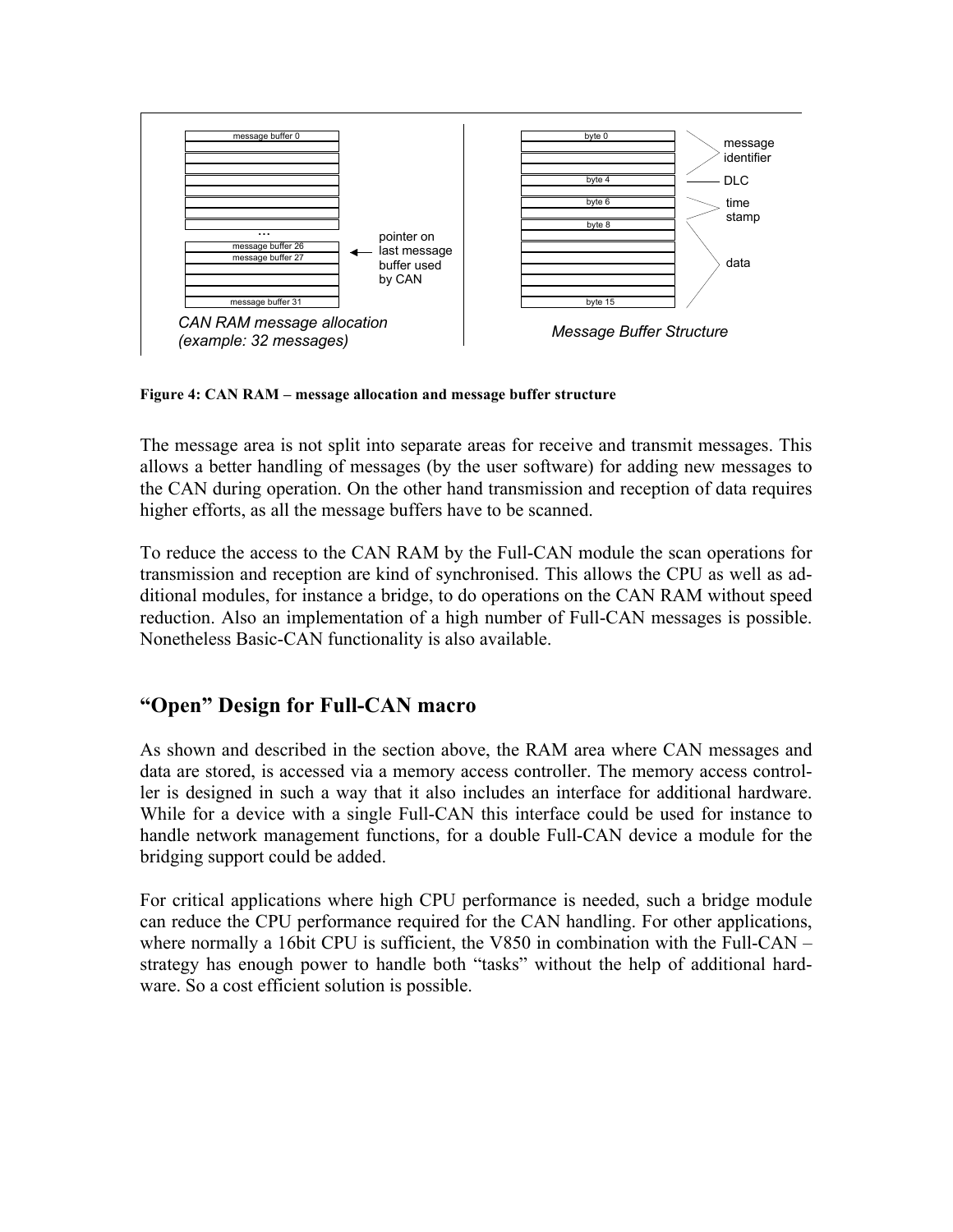message buffer 0

...

message buffer 26
message buffer 27

message buffer 31

pointer on last message buffer used by CAN

*CAN RAM message allocation (example: 32 messages)*

byte 0
byte 4
byte 6
byte 8
byte 15

message identifier
DLC
time stamp
data

*Message Buffer Structure*

**Figure 4: CAN RAM – message allocation and message buffer structure**

The message area is not split into separate areas for receive and transmit messages. This allows a better handling of messages (by the user software) for adding new messages to the CAN during operation. On the other hand transmission and reception of data requires higher efforts, as all the message buffers have to be scanned.

To reduce the access to the CAN RAM by the Full-CAN module the scan operations for transmission and reception are kind of synchronised. This allows the CPU as well as additional modules, for instance a bridge, to do operations on the CAN RAM without speed reduction. Also an implementation of a high number of Full-CAN messages is possible. Nonetheless Basic-CAN functionality is also available.

## "Open" Design for Full-CAN macro

As shown and described in the section above, the RAM area where CAN messages and data are stored, is accessed via a memory access controller. The memory access controller is designed in such a way that it also includes an interface for additional hardware. While for a device with a single Full-CAN this interface could be used for instance to handle network management functions, for a double Full-CAN device a module for the bridging support could be added.

For critical applications where high CPU performance is needed, such a bridge module can reduce the CPU performance required for the CAN handling. For other applications, where normally a 16bit CPU is sufficient, the V850 in combination with the Full-CAN – strategy has enough power to handle both "tasks" without the help of additional hardware. So a cost efficient solution is possible.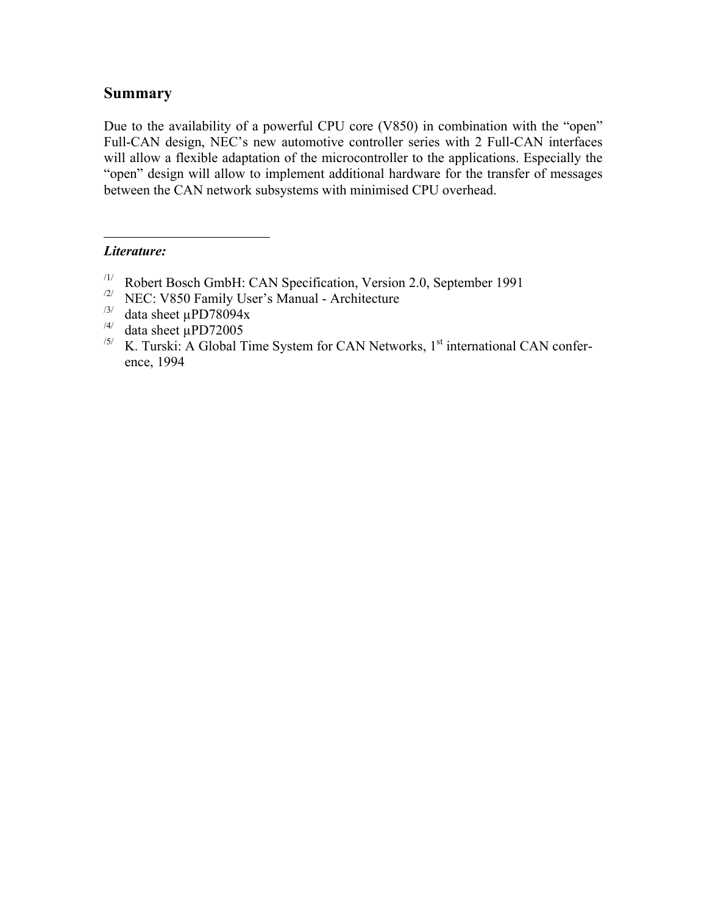## Summary

Due to the availability of a powerful CPU core (V850) in combination with the "open" Full-CAN design, NEC's new automotive controller series with 2 Full-CAN interfaces will allow a flexible adaptation of the microcontroller to the applications. Especially the "open" design will allow to implement additional hardware for the transfer of messages between the CAN network subsystems with minimised CPU overhead.

---

***Literature:***

/1/ Robert Bosch GmbH: CAN Specification, Version 2.0, September 1991

/2/ NEC: V850 Family User's Manual - Architecture

/3/ data sheet µPD78094x

/4/ data sheet µPD72005

/5/ K. Turski: A Global Time System for CAN Networks, 1st international CAN conference, 1994